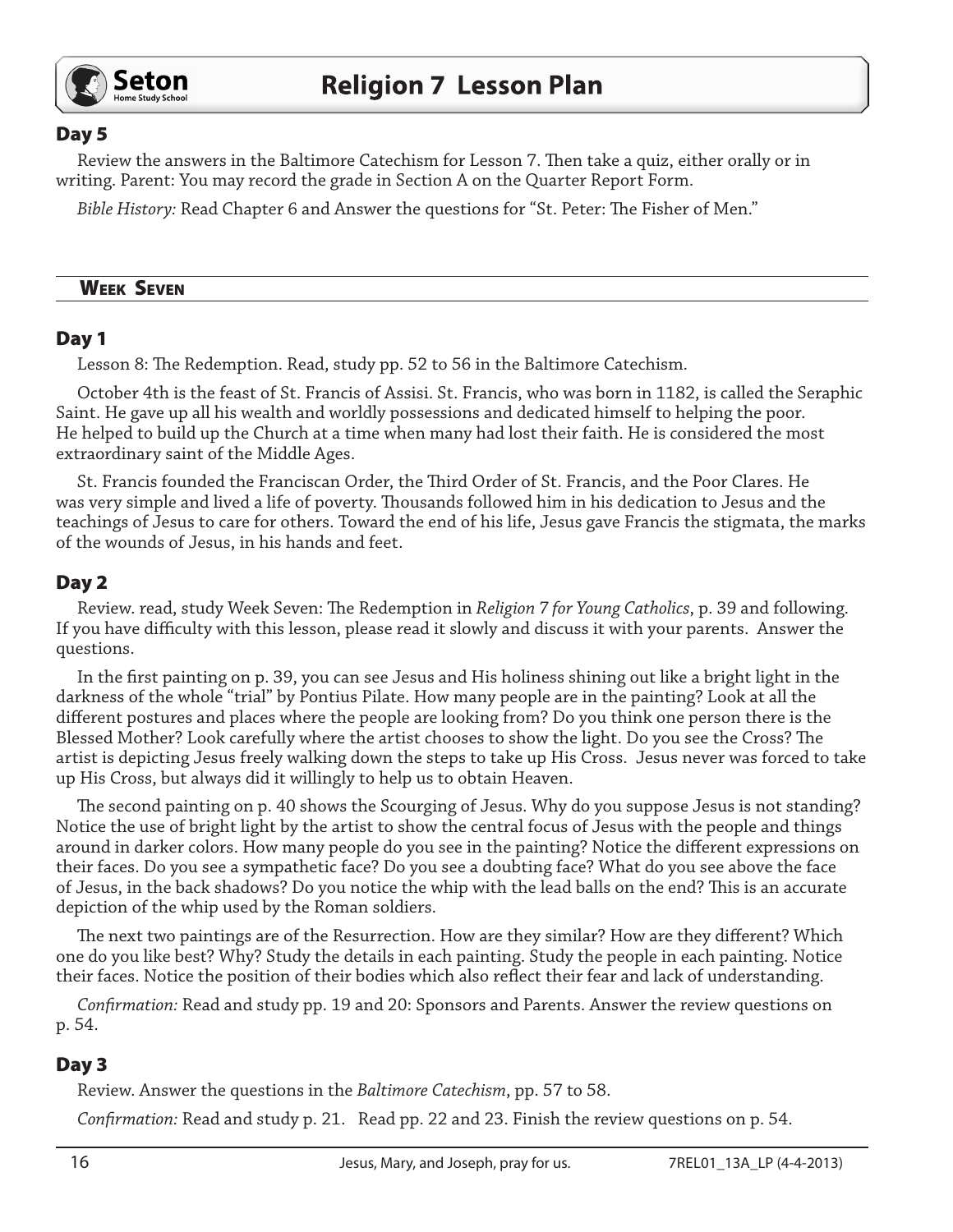## Day 5

Review the answers in the Baltimore Catechism for Lesson 7. Then take a quiz, either orally or in writing. Parent: You may record the grade in Section A on the Quarter Report Form.

*Bible History:* Read Chapter 6 and Answer the questions for "St. Peter: The Fisher of Men."

# Week Seven

## Day 1

Lesson 8: The Redemption. Read, study pp. 52 to 56 in the Baltimore Catechism.

October 4th is the feast of St. Francis of Assisi. St. Francis, who was born in 1182, is called the Seraphic Saint. He gave up all his wealth and worldly possessions and dedicated himself to helping the poor. He helped to build up the Church at a time when many had lost their faith. He is considered the most extraordinary saint of the Middle Ages.

St. Francis founded the Franciscan Order, the Third Order of St. Francis, and the Poor Clares. He was very simple and lived a life of poverty. Thousands followed him in his dedication to Jesus and the teachings of Jesus to care for others. Toward the end of his life, Jesus gave Francis the stigmata, the marks of the wounds of Jesus, in his hands and feet.

## Day 2

Review. read, study Week Seven: The Redemption in *Religion 7 for Young Catholics*, p. 39 and following. If you have difficulty with this lesson, please read it slowly and discuss it with your parents. Answer the questions.

In the first painting on p. 39, you can see Jesus and His holiness shining out like a bright light in the darkness of the whole "trial" by Pontius Pilate. How many people are in the painting? Look at all the different postures and places where the people are looking from? Do you think one person there is the Blessed Mother? Look carefully where the artist chooses to show the light. Do you see the Cross? The artist is depicting Jesus freely walking down the steps to take up His Cross. Jesus never was forced to take up His Cross, but always did it willingly to help us to obtain Heaven.

The second painting on p. 40 shows the Scourging of Jesus. Why do you suppose Jesus is not standing? Notice the use of bright light by the artist to show the central focus of Jesus with the people and things around in darker colors. How many people do you see in the painting? Notice the different expressions on their faces. Do you see a sympathetic face? Do you see a doubting face? What do you see above the face of Jesus, in the back shadows? Do you notice the whip with the lead balls on the end? This is an accurate depiction of the whip used by the Roman soldiers.

The next two paintings are of the Resurrection. How are they similar? How are they different? Which one do you like best? Why? Study the details in each painting. Study the people in each painting. Notice their faces. Notice the position of their bodies which also reflect their fear and lack of understanding.

*Confirmation:* Read and study pp. 19 and 20: Sponsors and Parents. Answer the review questions on p. 54.

## Day 3

Review. Answer the questions in the *Baltimore Catechism*, pp. 57 to 58.

*Confirmation:* Read and study p. 21. Read pp. 22 and 23. Finish the review questions on p. 54.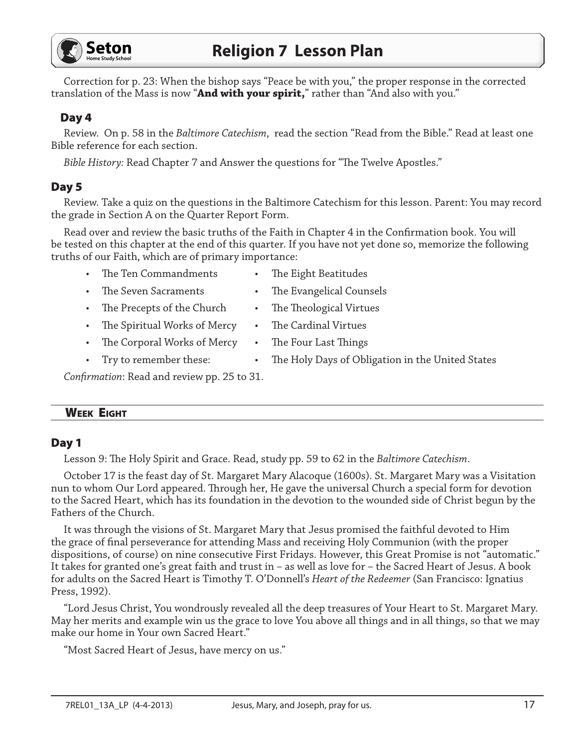Correction for p. 23: When the bishop says "Peace be with you," the proper response in the corrected translation of the Mass is now "**And with your spirit,**" rather than "And also with you."

### Day 4

Review. On p. 58 in the *Baltimore Catechism*, read the section "Read from the Bible." Read at least one Bible reference for each section.

*Bible History:* Read Chapter 7 and Answer the questions for "The Twelve Apostles."

### Day 5

Review. Take a quiz on the questions in the Baltimore Catechism for this lesson. Parent: You may record the grade in Section A on the Quarter Report Form.

Read over and review the basic truths of the Faith in Chapter 4 in the Confirmation book. You will be tested on this chapter at the end of this quarter. If you have not yet done so, memorize the following truths of our Faith, which are of primary importance:

- The Ten Commandments
- The Seven Sacraments
- The Precepts of the Church
- The Spiritual Works of Mercy
- The Corporal Works of Mercy
- The Eight Beatitudes
- The Evangelical Counsels
- The Theological Virtues
- The Cardinal Virtues
- The Four Last Things
- Try to remember these:
- The Holy Days of Obligation in the United States

*Confirmation*: Read and review pp. 25 to 31.

## Week Eight

### Day 1

Lesson 9: The Holy Spirit and Grace. Read, study pp. 59 to 62 in the *Baltimore Catechism*.

October 17 is the feast day of St. Margaret Mary Alacoque (1600s). St. Margaret Mary was a Visitation nun to whom Our Lord appeared. Through her, He gave the universal Church a special form for devotion to the Sacred Heart, which has its foundation in the devotion to the wounded side of Christ begun by the Fathers of the Church.

It was through the visions of St. Margaret Mary that Jesus promised the faithful devoted to Him the grace of final perseverance for attending Mass and receiving Holy Communion (with the proper dispositions, of course) on nine consecutive First Fridays. However, this Great Promise is not "automatic." It takes for granted one's great faith and trust in – as well as love for – the Sacred Heart of Jesus. A book for adults on the Sacred Heart is Timothy T. O'Donnell's *Heart of the Redeemer* (San Francisco: Ignatius Press, 1992).

"Lord Jesus Christ, You wondrously revealed all the deep treasures of Your Heart to St. Margaret Mary. May her merits and example win us the grace to love You above all things and in all things, so that we may make our home in Your own Sacred Heart."

"Most Sacred Heart of Jesus, have mercy on us."